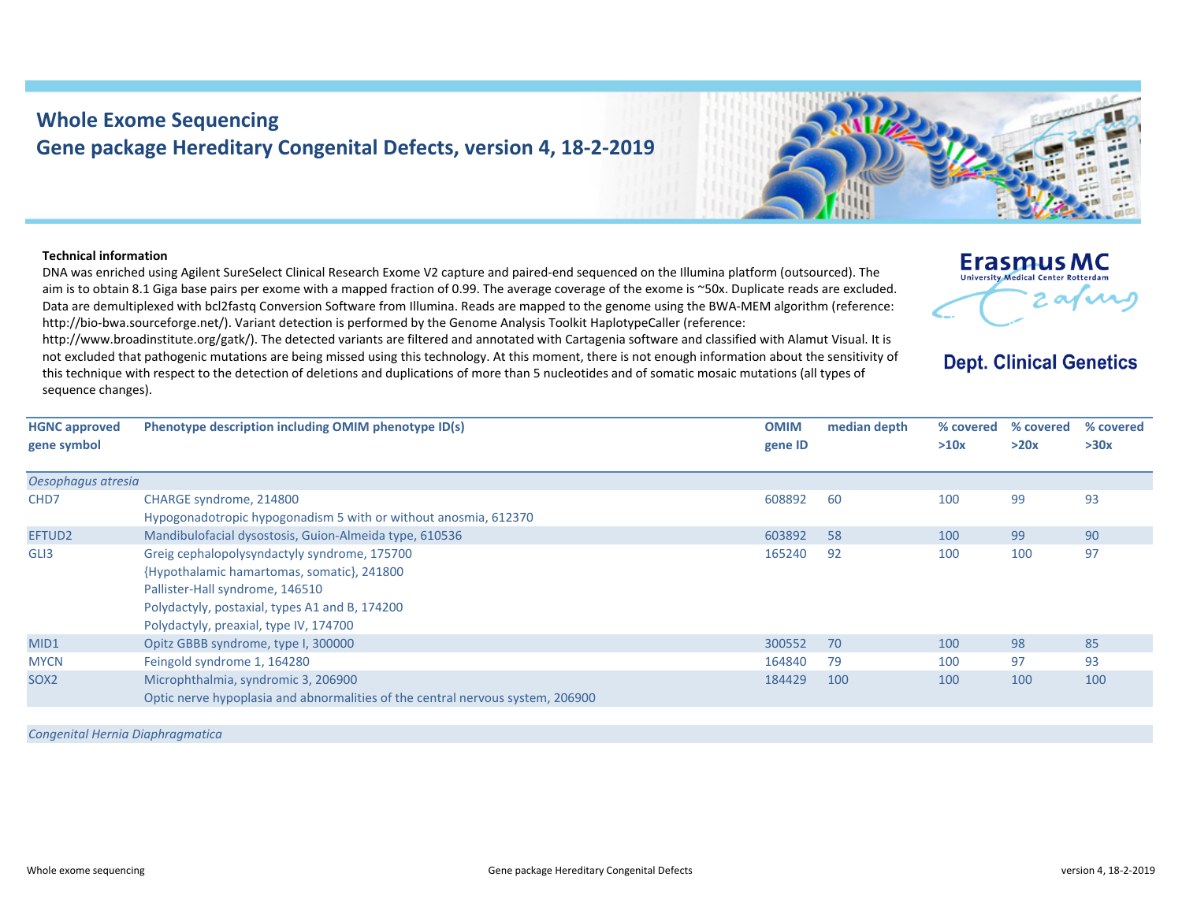# Whole Exome Sequencing
## Gene package Hereditary Congenital Defects, version 4, 18-2-2019

Erasmus MC
University Medical Center Rotterdam

**Dept. Clinical Genetics**

**Technical information**

DNA was enriched using Agilent SureSelect Clinical Research Exome V2 capture and paired-end sequenced on the Illumina platform (outsourced). The aim is to obtain 8.1 Giga base pairs per exome with a mapped fraction of 0.99. The average coverage of the exome is ~50x. Duplicate reads are excluded. Data are demultiplexed with bcl2fastq Conversion Software from Illumina. Reads are mapped to the genome using the BWA-MEM algorithm (reference: http://bio-bwa.sourceforge.net/). Variant detection is performed by the Genome Analysis Toolkit HaplotypeCaller (reference: http://www.broadinstitute.org/gatk/). The detected variants are filtered and annotated with Cartagenia software and classified with Alamut Visual. It is not excluded that pathogenic mutations are being missed using this technology. At this moment, there is not enough information about the sensitivity of this technique with respect to the detection of deletions and duplications of more than 5 nucleotides and of somatic mosaic mutations (all types of sequence changes).

| HGNC approved gene symbol | Phenotype description including OMIM phenotype ID(s) | OMIM gene ID | median depth | % covered >10x | % covered >20x | % covered >30x |
|---|---|---|---|---|---|---|
| *Oesophagus atresia* | | | | | | |
| CHD7 | CHARGE syndrome, 214800<br>Hypogonadotropic hypogonadism 5 with or without anosmia, 612370 | 608892 | 60 | 100 | 99 | 93 |
| EFTUD2 | Mandibulofacial dysostosis, Guion-Almeida type, 610536 | 603892 | 58 | 100 | 99 | 90 |
| GLI3 | Greig cephalopolysyndactyly syndrome, 175700<br>{Hypothalamic hamartomas, somatic}, 241800<br>Pallister-Hall syndrome, 146510<br>Polydactyly, postaxial, types A1 and B, 174200<br>Polydactyly, preaxial, type IV, 174700 | 165240 | 92 | 100 | 100 | 97 |
| MID1 | Opitz GBBB syndrome, type I, 300000 | 300552 | 70 | 100 | 98 | 85 |
| MYCN | Feingold syndrome 1, 164280 | 164840 | 79 | 100 | 97 | 93 |
| SOX2 | Microphthalmia, syndromic 3, 206900<br>Optic nerve hypoplasia and abnormalities of the central nervous system, 206900 | 184429 | 100 | 100 | 100 | 100 |
| *Congenital Hernia Diaphragmatica* | | | | | | |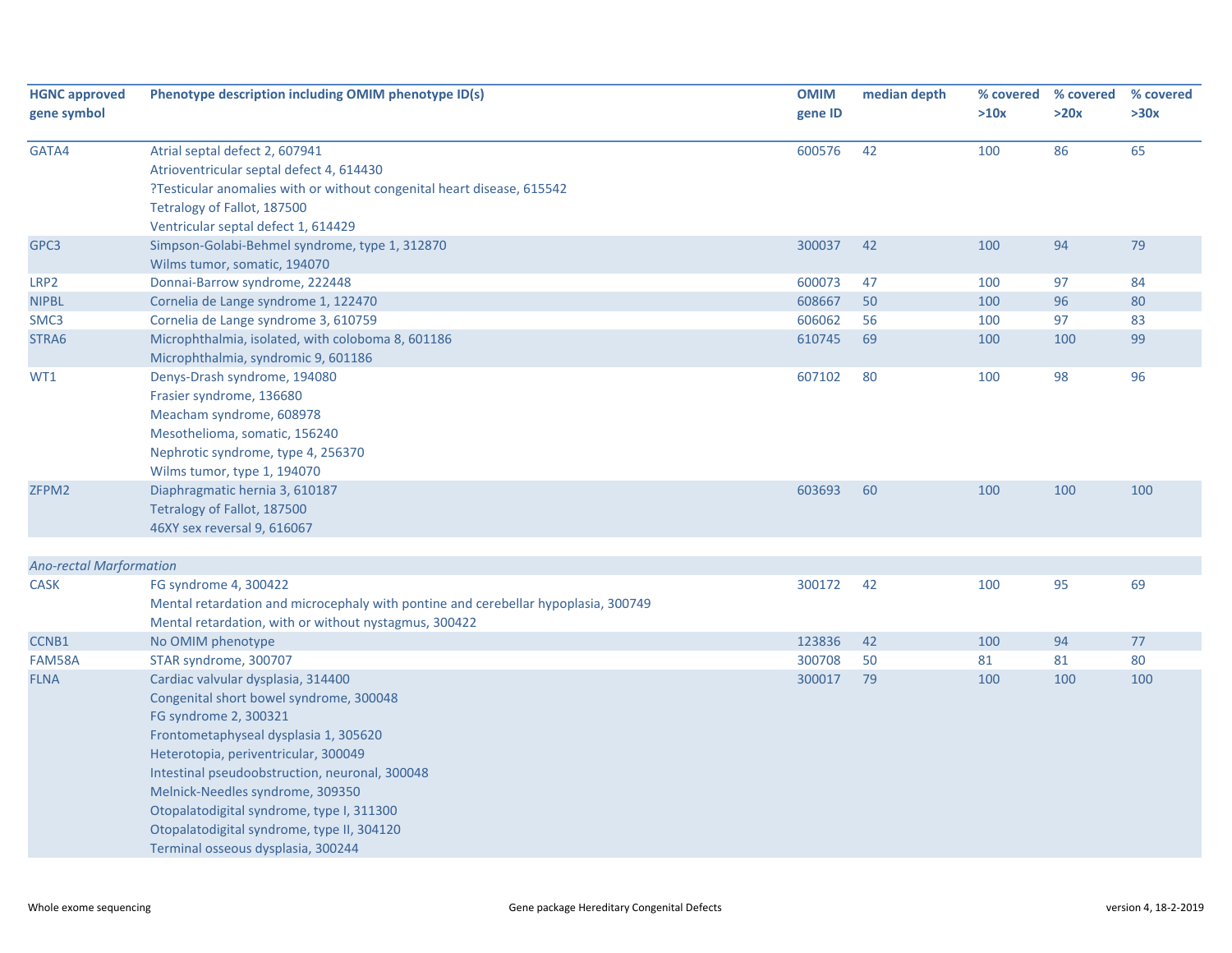| HGNC approved gene symbol | Phenotype description including OMIM phenotype ID(s) | OMIM gene ID | median depth | % covered >10x | % covered >20x | % covered >30x |
|---|---|---|---|---|---|---|
| GATA4 | Atrial septal defect 2, 607941<br>Atrioventricular septal defect 4, 614430<br>?Testicular anomalies with or without congenital heart disease, 615542<br>Tetralogy of Fallot, 187500<br>Ventricular septal defect 1, 614429 | 600576 | 42 | 100 | 86 | 65 |
| GPC3 | Simpson-Golabi-Behmel syndrome, type 1, 312870<br>Wilms tumor, somatic, 194070 | 300037 | 42 | 100 | 94 | 79 |
| LRP2 | Donnai-Barrow syndrome, 222448 | 600073 | 47 | 100 | 97 | 84 |
| NIPBL | Cornelia de Lange syndrome 1, 122470 | 608667 | 50 | 100 | 96 | 80 |
| SMC3 | Cornelia de Lange syndrome 3, 610759 | 606062 | 56 | 100 | 97 | 83 |
| STRA6 | Microphthalmia, isolated, with coloboma 8, 601186<br>Microphthalmia, syndromic 9, 601186 | 610745 | 69 | 100 | 100 | 99 |
| WT1 | Denys-Drash syndrome, 194080<br>Frasier syndrome, 136680<br>Meacham syndrome, 608978<br>Mesothelioma, somatic, 156240<br>Nephrotic syndrome, type 4, 256370<br>Wilms tumor, type 1, 194070 | 607102 | 80 | 100 | 98 | 96 |
| ZFPM2 | Diaphragmatic hernia 3, 610187<br>Tetralogy of Fallot, 187500<br>46XY sex reversal 9, 616067 | 603693 | 60 | 100 | 100 | 100 |
| | | | | | | |
| *Ano-rectal Marformation* | | | | | | |
| CASK | FG syndrome 4, 300422<br>Mental retardation and microcephaly with pontine and cerebellar hypoplasia, 300749<br>Mental retardation, with or without nystagmus, 300422 | 300172 | 42 | 100 | 95 | 69 |
| CCNB1 | No OMIM phenotype | 123836 | 42 | 100 | 94 | 77 |
| FAM58A | STAR syndrome, 300707 | 300708 | 50 | 81 | 81 | 80 |
| FLNA | Cardiac valvular dysplasia, 314400<br>Congenital short bowel syndrome, 300048<br>FG syndrome 2, 300321<br>Frontometaphyseal dysplasia 1, 305620<br>Heterotopia, periventricular, 300049<br>Intestinal pseudoobstruction, neuronal, 300048<br>Melnick-Needles syndrome, 309350<br>Otopalatodigital syndrome, type I, 311300<br>Otopalatodigital syndrome, type II, 304120<br>Terminal osseous dysplasia, 300244 | 300017 | 79 | 100 | 100 | 100 |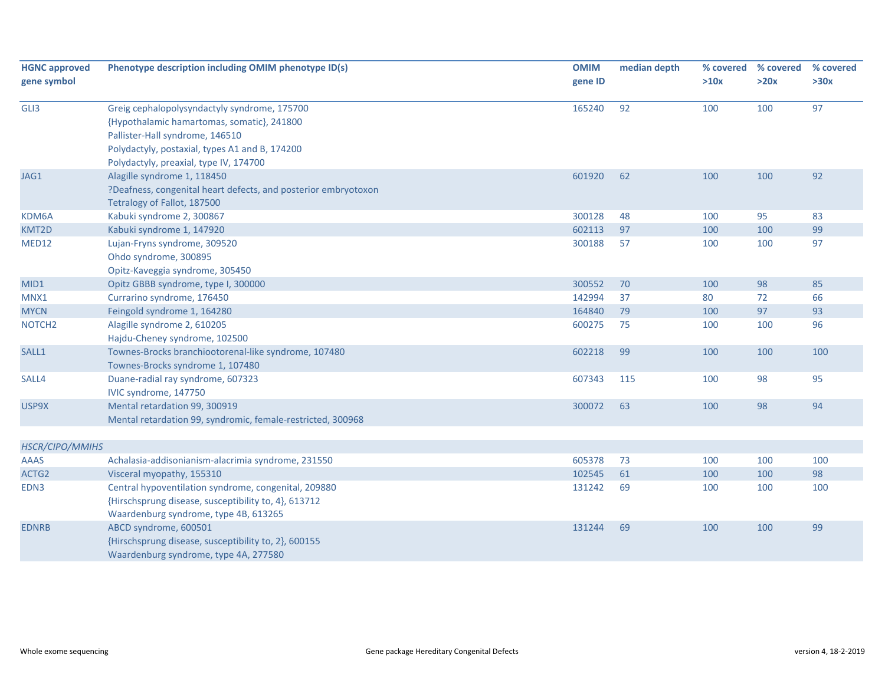| HGNC approved gene symbol | Phenotype description including OMIM phenotype ID(s) | OMIM gene ID | median depth | % covered >10x | % covered >20x | % covered >30x |
|---|---|---|---|---|---|---|
| GLI3 | Greig cephalopolysyndactyly syndrome, 175700<br>{Hypothalamic hamartomas, somatic}, 241800<br>Pallister-Hall syndrome, 146510<br>Polydactyly, postaxial, types A1 and B, 174200<br>Polydactyly, preaxial, type IV, 174700 | 165240 | 92 | 100 | 100 | 97 |
| JAG1 | Alagille syndrome 1, 118450<br>?Deafness, congenital heart defects, and posterior embryotoxon<br>Tetralogy of Fallot, 187500 | 601920 | 62 | 100 | 100 | 92 |
| KDM6A | Kabuki syndrome 2, 300867 | 300128 | 48 | 100 | 95 | 83 |
| KMT2D | Kabuki syndrome 1, 147920 | 602113 | 97 | 100 | 100 | 99 |
| MED12 | Lujan-Fryns syndrome, 309520<br>Ohdo syndrome, 300895<br>Opitz-Kaveggia syndrome, 305450 | 300188 | 57 | 100 | 100 | 97 |
| MID1 | Opitz GBBB syndrome, type I, 300000 | 300552 | 70 | 100 | 98 | 85 |
| MNX1 | Currarino syndrome, 176450 | 142994 | 37 | 80 | 72 | 66 |
| MYCN | Feingold syndrome 1, 164280 | 164840 | 79 | 100 | 97 | 93 |
| NOTCH2 | Alagille syndrome 2, 610205<br>Hajdu-Cheney syndrome, 102500 | 600275 | 75 | 100 | 100 | 96 |
| SALL1 | Townes-Brocks branchiootorenal-like syndrome, 107480<br>Townes-Brocks syndrome 1, 107480 | 602218 | 99 | 100 | 100 | 100 |
| SALL4 | Duane-radial ray syndrome, 607323<br>IVIC syndrome, 147750 | 607343 | 115 | 100 | 98 | 95 |
| USP9X | Mental retardation 99, 300919<br>Mental retardation 99, syndromic, female-restricted, 300968 | 300072 | 63 | 100 | 98 | 94 |
| | | | | | | |
| *HSCR/CIPO/MMIHS* | | | | | | |
| AAAS | Achalasia-addisonianism-alacrimia syndrome, 231550 | 605378 | 73 | 100 | 100 | 100 |
| ACTG2 | Visceral myopathy, 155310 | 102545 | 61 | 100 | 100 | 98 |
| EDN3 | Central hypoventilation syndrome, congenital, 209880<br>{Hirschsprung disease, susceptibility to, 4}, 613712<br>Waardenburg syndrome, type 4B, 613265 | 131242 | 69 | 100 | 100 | 100 |
| EDNRB | ABCD syndrome, 600501<br>{Hirschsprung disease, susceptibility to, 2}, 600155<br>Waardenburg syndrome, type 4A, 277580 | 131244 | 69 | 100 | 100 | 99 |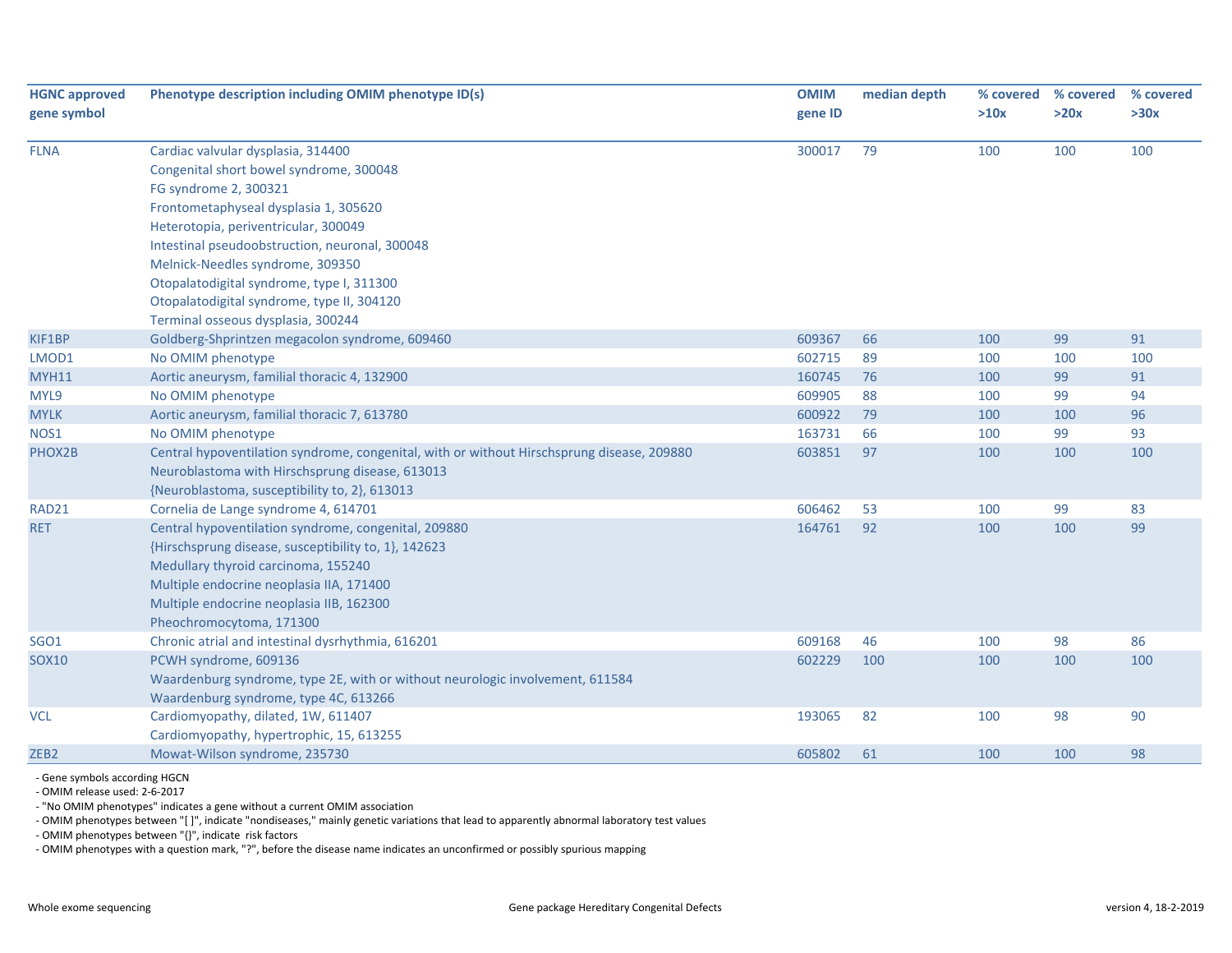| HGNC approved gene symbol | Phenotype description including OMIM phenotype ID(s) | OMIM gene ID | median depth | % covered >10x | % covered >20x | % covered >30x |
|---|---|---|---|---|---|---|
| FLNA | Cardiac valvular dysplasia, 314400<br>Congenital short bowel syndrome, 300048<br>FG syndrome 2, 300321<br>Frontometaphyseal dysplasia 1, 305620<br>Heterotopia, periventricular, 300049<br>Intestinal pseudoobstruction, neuronal, 300048<br>Melnick-Needles syndrome, 309350<br>Otopalatodigital syndrome, type I, 311300<br>Otopalatodigital syndrome, type II, 304120<br>Terminal osseous dysplasia, 300244 | 300017 | 79 | 100 | 100 | 100 |
| KIF1BP | Goldberg-Shprintzen megacolon syndrome, 609460 | 609367 | 66 | 100 | 99 | 91 |
| LMOD1 | No OMIM phenotype | 602715 | 89 | 100 | 100 | 100 |
| MYH11 | Aortic aneurysm, familial thoracic 4, 132900 | 160745 | 76 | 100 | 99 | 91 |
| MYL9 | No OMIM phenotype | 609905 | 88 | 100 | 99 | 94 |
| MYLK | Aortic aneurysm, familial thoracic 7, 613780 | 600922 | 79 | 100 | 100 | 96 |
| NOS1 | No OMIM phenotype | 163731 | 66 | 100 | 99 | 93 |
| PHOX2B | Central hypoventilation syndrome, congenital, with or without Hirschsprung disease, 209880<br>Neuroblastoma with Hirschsprung disease, 613013<br>{Neuroblastoma, susceptibility to, 2}, 613013 | 603851 | 97 | 100 | 100 | 100 |
| RAD21 | Cornelia de Lange syndrome 4, 614701 | 606462 | 53 | 100 | 99 | 83 |
| RET | Central hypoventilation syndrome, congenital, 209880<br>{Hirschsprung disease, susceptibility to, 1}, 142623<br>Medullary thyroid carcinoma, 155240<br>Multiple endocrine neoplasia IIA, 171400<br>Multiple endocrine neoplasia IIB, 162300<br>Pheochromocytoma, 171300 | 164761 | 92 | 100 | 100 | 99 |
| SGO1 | Chronic atrial and intestinal dysrhythmia, 616201 | 609168 | 46 | 100 | 98 | 86 |
| SOX10 | PCWH syndrome, 609136<br>Waardenburg syndrome, type 2E, with or without neurologic involvement, 611584<br>Waardenburg syndrome, type 4C, 613266 | 602229 | 100 | 100 | 100 | 100 |
| VCL | Cardiomyopathy, dilated, 1W, 611407<br>Cardiomyopathy, hypertrophic, 15, 613255 | 193065 | 82 | 100 | 98 | 90 |
| ZEB2 | Mowat-Wilson syndrome, 235730 | 605802 | 61 | 100 | 100 | 98 |

- Gene symbols according HGCN
- OMIM release used: 2-6-2017
- "No OMIM phenotypes" indicates a gene without a current OMIM association
- OMIM phenotypes between "[ ]", indicate "nondiseases," mainly genetic variations that lead to apparently abnormal laboratory test values
- OMIM phenotypes between "{}", indicate risk factors
- OMIM phenotypes with a question mark, "?", before the disease name indicates an unconfirmed or possibly spurious mapping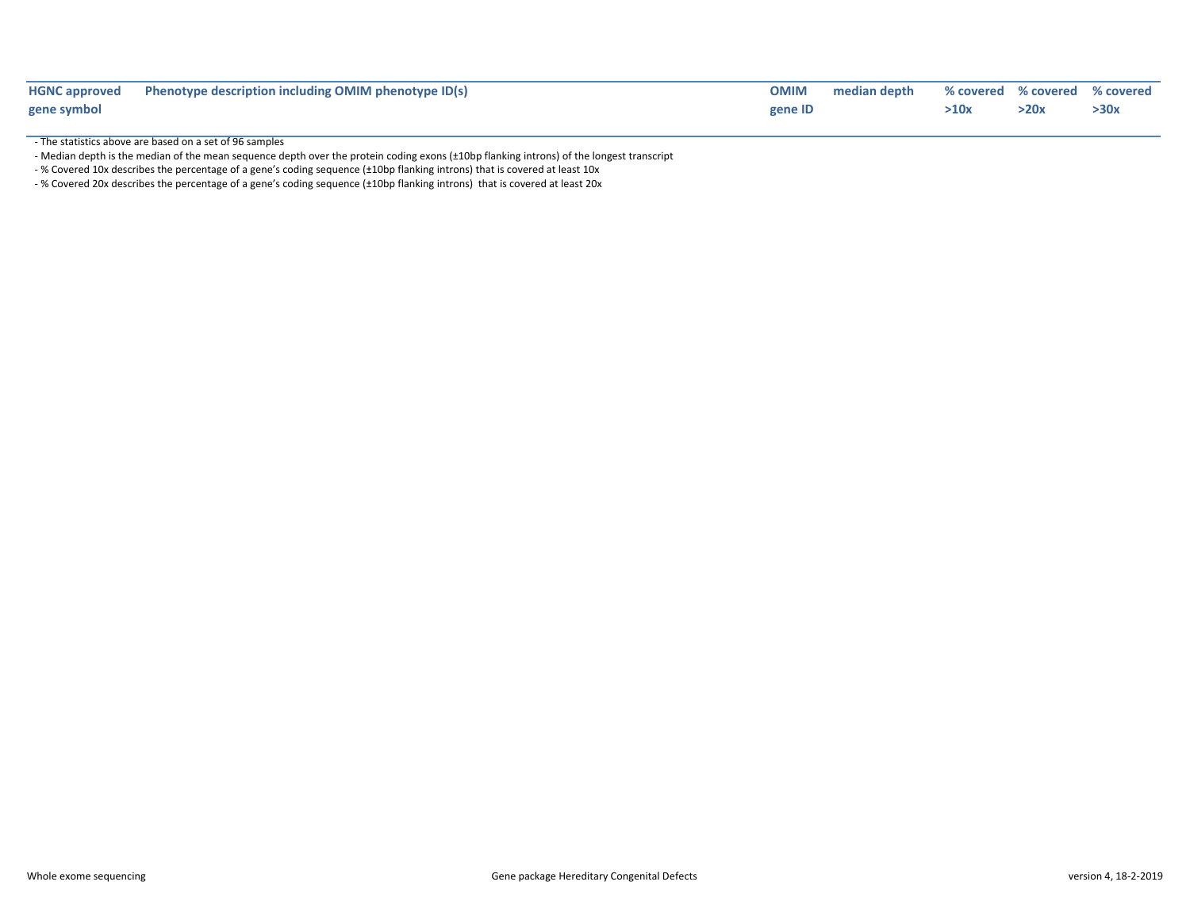| HGNC approved gene symbol | Phenotype description including OMIM phenotype ID(s) | OMIM gene ID | median depth | % covered >10x | % covered >20x | % covered >30x |
|---|---|---|---|---|---|---|

- The statistics above are based on a set of 96 samples
- Median depth is the median of the mean sequence depth over the protein coding exons (±10bp flanking introns) of the longest transcript
- % Covered 10x describes the percentage of a gene's coding sequence (±10bp flanking introns) that is covered at least 10x
- % Covered 20x describes the percentage of a gene's coding sequence (±10bp flanking introns) that is covered at least 20x